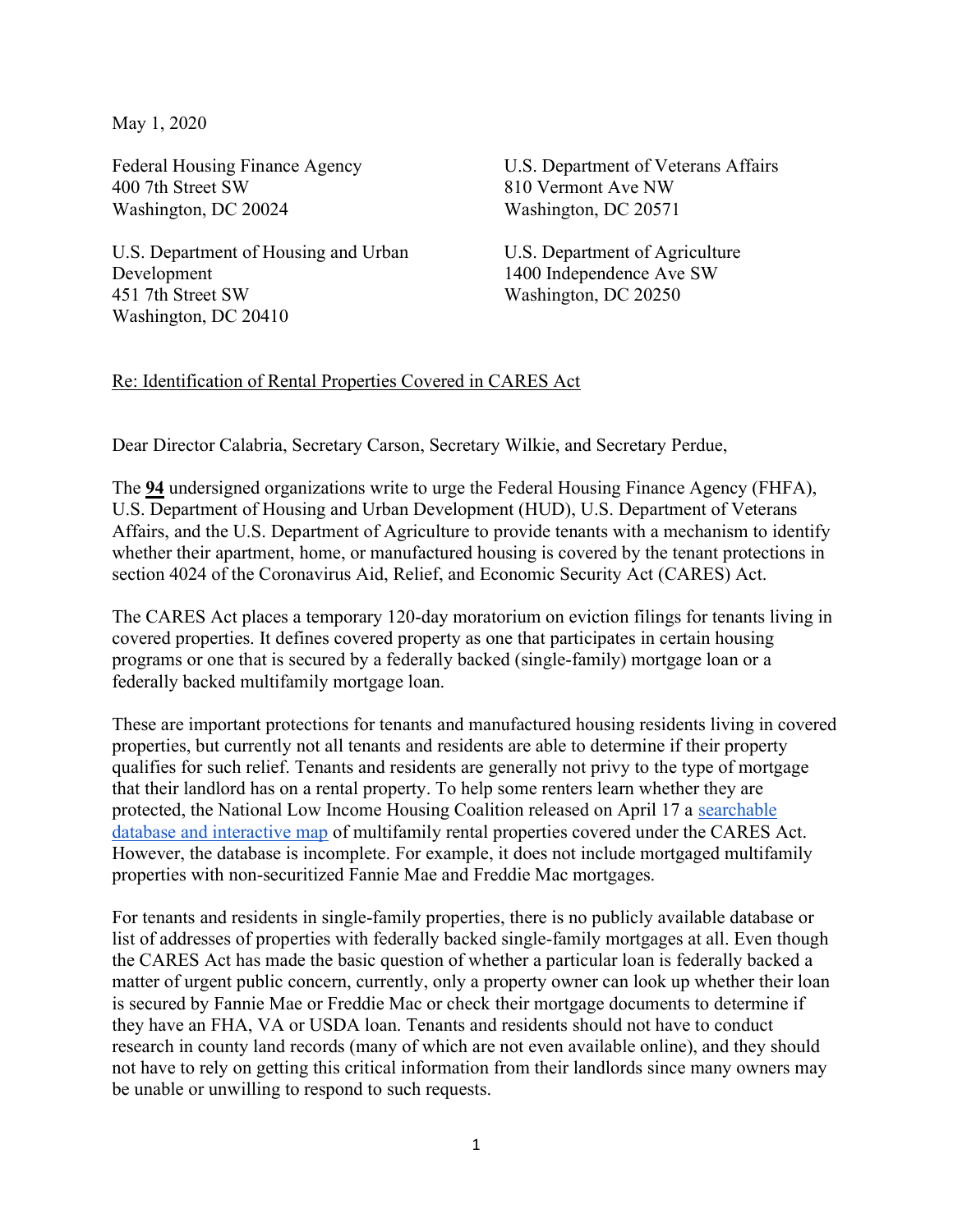May 1, 2020

Federal Housing Finance Agency
400 7th Street SW
Washington, DC 20024

U.S. Department of Housing and Urban Development
451 7th Street SW
Washington, DC 20410

U.S. Department of Veterans Affairs
810 Vermont Ave NW
Washington, DC 20571

U.S. Department of Agriculture
1400 Independence Ave SW
Washington, DC 20250

Re: Identification of Rental Properties Covered in CARES Act

Dear Director Calabria, Secretary Carson, Secretary Wilkie, and Secretary Perdue,

The **94** undersigned organizations write to urge the Federal Housing Finance Agency (FHFA), U.S. Department of Housing and Urban Development (HUD), U.S. Department of Veterans Affairs, and the U.S. Department of Agriculture to provide tenants with a mechanism to identify whether their apartment, home, or manufactured housing is covered by the tenant protections in section 4024 of the Coronavirus Aid, Relief, and Economic Security Act (CARES) Act.

The CARES Act places a temporary 120-day moratorium on eviction filings for tenants living in covered properties. It defines covered property as one that participates in certain housing programs or one that is secured by a federally backed (single-family) mortgage loan or a federally backed multifamily mortgage loan.

These are important protections for tenants and manufactured housing residents living in covered properties, but currently not all tenants and residents are able to determine if their property qualifies for such relief. Tenants and residents are generally not privy to the type of mortgage that their landlord has on a rental property. To help some renters learn whether they are protected, the National Low Income Housing Coalition released on April 17 a searchable database and interactive map of multifamily rental properties covered under the CARES Act. However, the database is incomplete. For example, it does not include mortgaged multifamily properties with non-securitized Fannie Mae and Freddie Mac mortgages.

For tenants and residents in single-family properties, there is no publicly available database or list of addresses of properties with federally backed single-family mortgages at all. Even though the CARES Act has made the basic question of whether a particular loan is federally backed a matter of urgent public concern, currently, only a property owner can look up whether their loan is secured by Fannie Mae or Freddie Mac or check their mortgage documents to determine if they have an FHA, VA or USDA loan. Tenants and residents should not have to conduct research in county land records (many of which are not even available online), and they should not have to rely on getting this critical information from their landlords since many owners may be unable or unwilling to respond to such requests.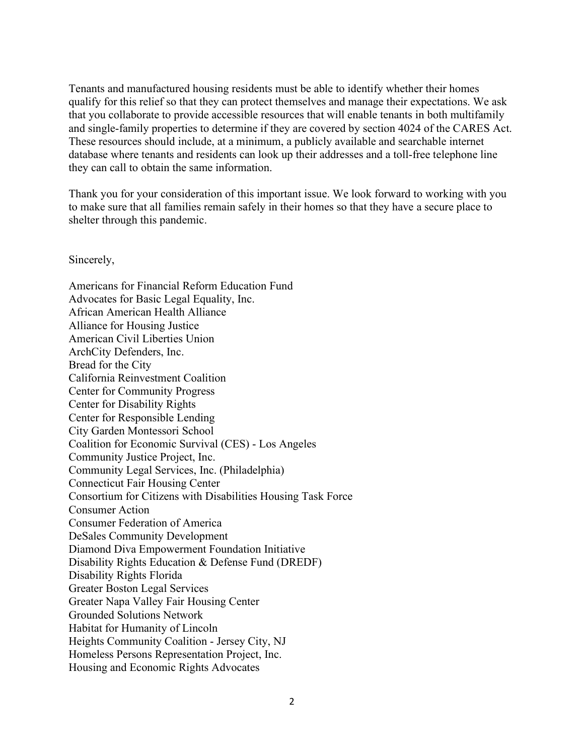Tenants and manufactured housing residents must be able to identify whether their homes qualify for this relief so that they can protect themselves and manage their expectations. We ask that you collaborate to provide accessible resources that will enable tenants in both multifamily and single-family properties to determine if they are covered by section 4024 of the CARES Act. These resources should include, at a minimum, a publicly available and searchable internet database where tenants and residents can look up their addresses and a toll-free telephone line they can call to obtain the same information.

Thank you for your consideration of this important issue. We look forward to working with you to make sure that all families remain safely in their homes so that they have a secure place to shelter through this pandemic.

Sincerely,

Americans for Financial Reform Education Fund
Advocates for Basic Legal Equality, Inc.
African American Health Alliance
Alliance for Housing Justice
American Civil Liberties Union
ArchCity Defenders, Inc.
Bread for the City
California Reinvestment Coalition
Center for Community Progress
Center for Disability Rights
Center for Responsible Lending
City Garden Montessori School
Coalition for Economic Survival (CES) - Los Angeles
Community Justice Project, Inc.
Community Legal Services, Inc. (Philadelphia)
Connecticut Fair Housing Center
Consortium for Citizens with Disabilities Housing Task Force
Consumer Action
Consumer Federation of America
DeSales Community Development
Diamond Diva Empowerment Foundation Initiative
Disability Rights Education & Defense Fund (DREDF)
Disability Rights Florida
Greater Boston Legal Services
Greater Napa Valley Fair Housing Center
Grounded Solutions Network
Habitat for Humanity of Lincoln
Heights Community Coalition - Jersey City, NJ
Homeless Persons Representation Project, Inc.
Housing and Economic Rights Advocates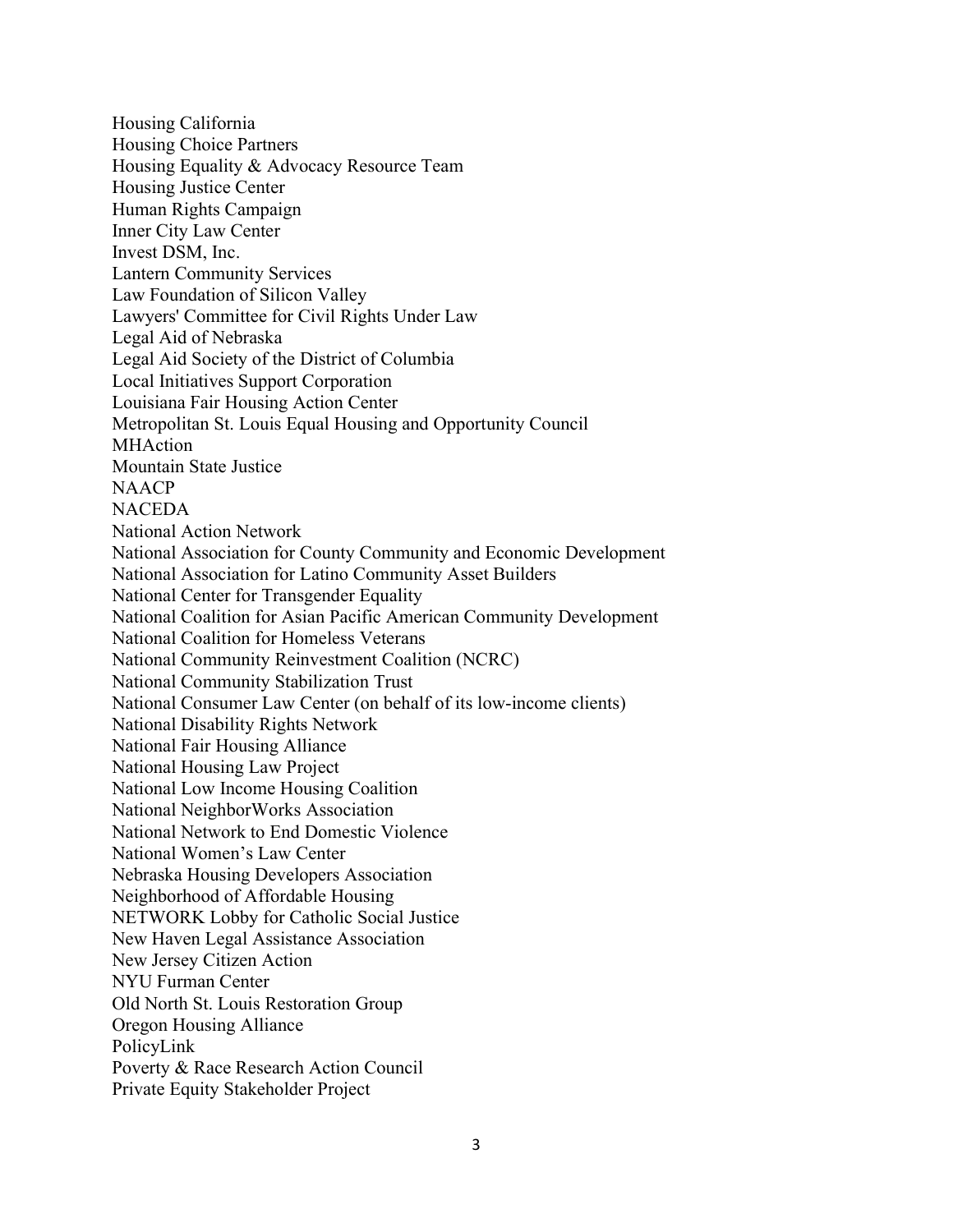Housing California
Housing Choice Partners
Housing Equality & Advocacy Resource Team
Housing Justice Center
Human Rights Campaign
Inner City Law Center
Invest DSM, Inc.
Lantern Community Services
Law Foundation of Silicon Valley
Lawyers' Committee for Civil Rights Under Law
Legal Aid of Nebraska
Legal Aid Society of the District of Columbia
Local Initiatives Support Corporation
Louisiana Fair Housing Action Center
Metropolitan St. Louis Equal Housing and Opportunity Council
MHAction
Mountain State Justice
NAACP
NACEDA
National Action Network
National Association for County Community and Economic Development
National Association for Latino Community Asset Builders
National Center for Transgender Equality
National Coalition for Asian Pacific American Community Development
National Coalition for Homeless Veterans
National Community Reinvestment Coalition (NCRC)
National Community Stabilization Trust
National Consumer Law Center (on behalf of its low-income clients)
National Disability Rights Network
National Fair Housing Alliance
National Housing Law Project
National Low Income Housing Coalition
National NeighborWorks Association
National Network to End Domestic Violence
National Women's Law Center
Nebraska Housing Developers Association
Neighborhood of Affordable Housing
NETWORK Lobby for Catholic Social Justice
New Haven Legal Assistance Association
New Jersey Citizen Action
NYU Furman Center
Old North St. Louis Restoration Group
Oregon Housing Alliance
PolicyLink
Poverty & Race Research Action Council
Private Equity Stakeholder Project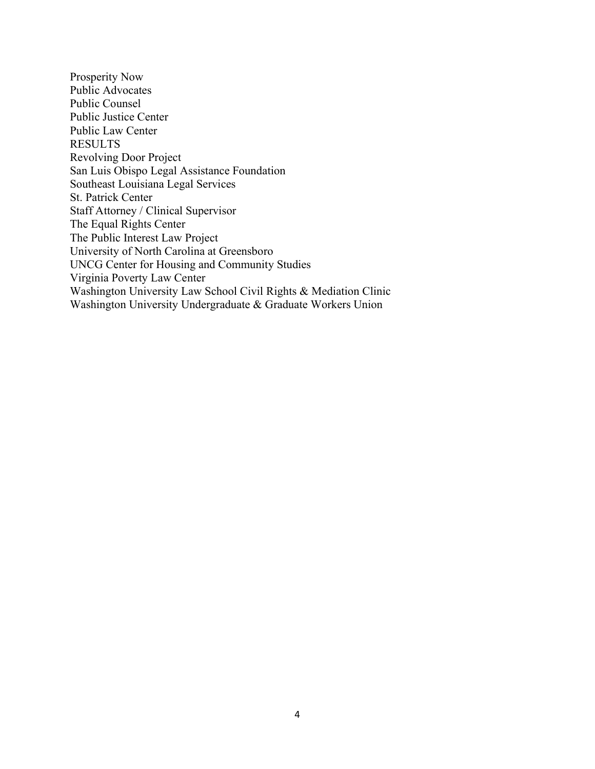Prosperity Now
Public Advocates
Public Counsel
Public Justice Center
Public Law Center
RESULTS
Revolving Door Project
San Luis Obispo Legal Assistance Foundation
Southeast Louisiana Legal Services
St. Patrick Center
Staff Attorney / Clinical Supervisor
The Equal Rights Center
The Public Interest Law Project
University of North Carolina at Greensboro
UNCG Center for Housing and Community Studies
Virginia Poverty Law Center
Washington University Law School Civil Rights & Mediation Clinic
Washington University Undergraduate & Graduate Workers Union